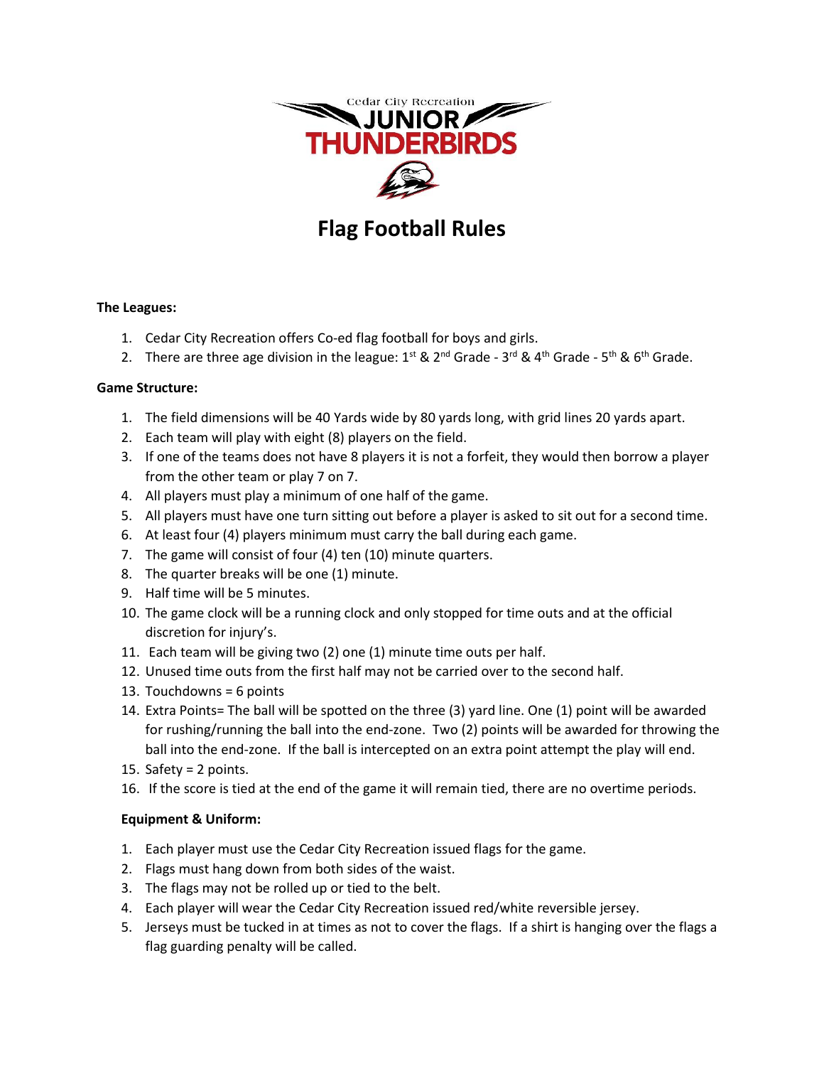Cedar City Recreation

JUNIOR

THUNDERBIRDS

# Flag Football Rules

**The Leagues:**

1. Cedar City Recreation offers Co-ed flag football for boys and girls.
2. There are three age division in the league: 1st & 2nd Grade - 3rd & 4th Grade - 5th & 6th Grade.

**Game Structure:**

1. The field dimensions will be 40 Yards wide by 80 yards long, with grid lines 20 yards apart.
2. Each team will play with eight (8) players on the field.
3. If one of the teams does not have 8 players it is not a forfeit, they would then borrow a player from the other team or play 7 on 7.
4. All players must play a minimum of one half of the game.
5. All players must have one turn sitting out before a player is asked to sit out for a second time.
6. At least four (4) players minimum must carry the ball during each game.
7. The game will consist of four (4) ten (10) minute quarters.
8. The quarter breaks will be one (1) minute.
9. Half time will be 5 minutes.
10. The game clock will be a running clock and only stopped for time outs and at the official discretion for injury's.
11. Each team will be giving two (2) one (1) minute time outs per half.
12. Unused time outs from the first half may not be carried over to the second half.
13. Touchdowns = 6 points
14. Extra Points= The ball will be spotted on the three (3) yard line. One (1) point will be awarded for rushing/running the ball into the end-zone. Two (2) points will be awarded for throwing the ball into the end-zone. If the ball is intercepted on an extra point attempt the play will end.
15. Safety = 2 points.
16. If the score is tied at the end of the game it will remain tied, there are no overtime periods.

**Equipment & Uniform:**

1. Each player must use the Cedar City Recreation issued flags for the game.
2. Flags must hang down from both sides of the waist.
3. The flags may not be rolled up or tied to the belt.
4. Each player will wear the Cedar City Recreation issued red/white reversible jersey.
5. Jerseys must be tucked in at times as not to cover the flags. If a shirt is hanging over the flags a flag guarding penalty will be called.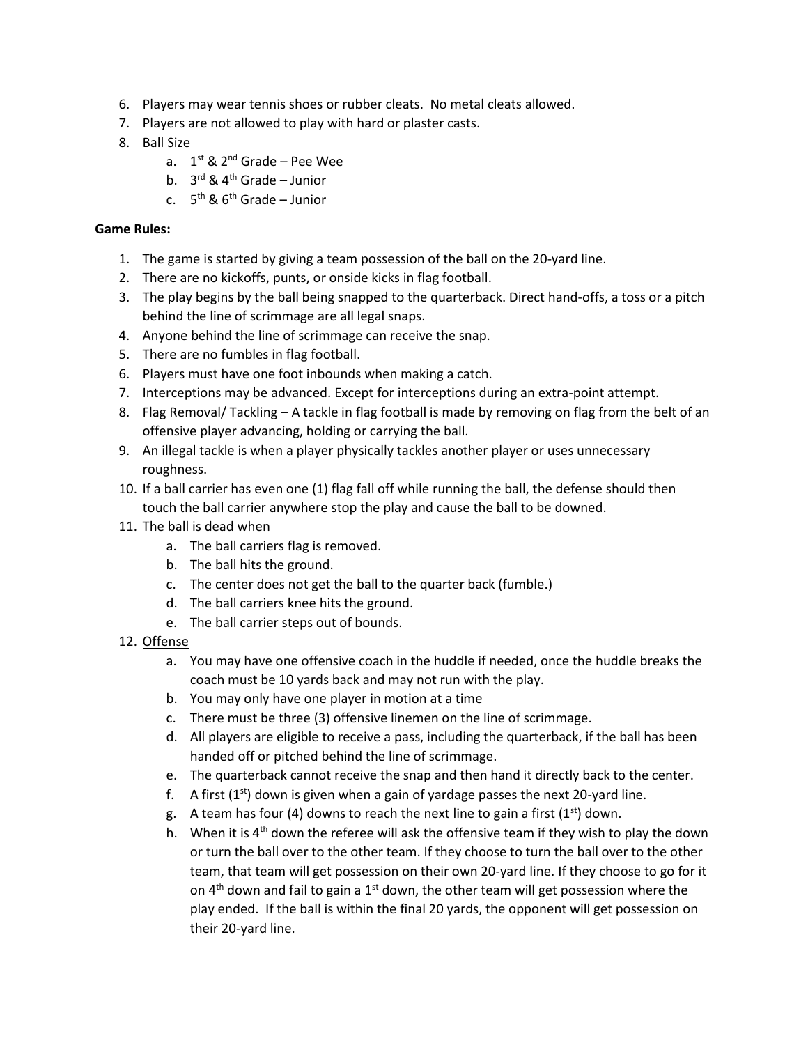6. Players may wear tennis shoes or rubber cleats. No metal cleats allowed.
7. Players are not allowed to play with hard or plaster casts.
8. Ball Size
    a. 1st & 2nd Grade – Pee Wee
    b. 3rd & 4th Grade – Junior
    c. 5th & 6th Grade – Junior

**Game Rules:**

1. The game is started by giving a team possession of the ball on the 20-yard line.
2. There are no kickoffs, punts, or onside kicks in flag football.
3. The play begins by the ball being snapped to the quarterback. Direct hand-offs, a toss or a pitch behind the line of scrimmage are all legal snaps.
4. Anyone behind the line of scrimmage can receive the snap.
5. There are no fumbles in flag football.
6. Players must have one foot inbounds when making a catch.
7. Interceptions may be advanced. Except for interceptions during an extra-point attempt.
8. Flag Removal/ Tackling – A tackle in flag football is made by removing on flag from the belt of an offensive player advancing, holding or carrying the ball.
9. An illegal tackle is when a player physically tackles another player or uses unnecessary roughness.
10. If a ball carrier has even one (1) flag fall off while running the ball, the defense should then touch the ball carrier anywhere stop the play and cause the ball to be downed.
11. The ball is dead when
    a. The ball carriers flag is removed.
    b. The ball hits the ground.
    c. The center does not get the ball to the quarter back (fumble.)
    d. The ball carriers knee hits the ground.
    e. The ball carrier steps out of bounds.
12. <u>Offense</u>
    a. You may have one offensive coach in the huddle if needed, once the huddle breaks the coach must be 10 yards back and may not run with the play.
    b. You may only have one player in motion at a time
    c. There must be three (3) offensive linemen on the line of scrimmage.
    d. All players are eligible to receive a pass, including the quarterback, if the ball has been handed off or pitched behind the line of scrimmage.
    e. The quarterback cannot receive the snap and then hand it directly back to the center.
    f. A first (1st) down is given when a gain of yardage passes the next 20-yard line.
    g. A team has four (4) downs to reach the next line to gain a first (1st) down.
    h. When it is 4th down the referee will ask the offensive team if they wish to play the down or turn the ball over to the other team. If they choose to turn the ball over to the other team, that team will get possession on their own 20-yard line. If they choose to go for it on 4th down and fail to gain a 1st down, the other team will get possession where the play ended. If the ball is within the final 20 yards, the opponent will get possession on their 20-yard line.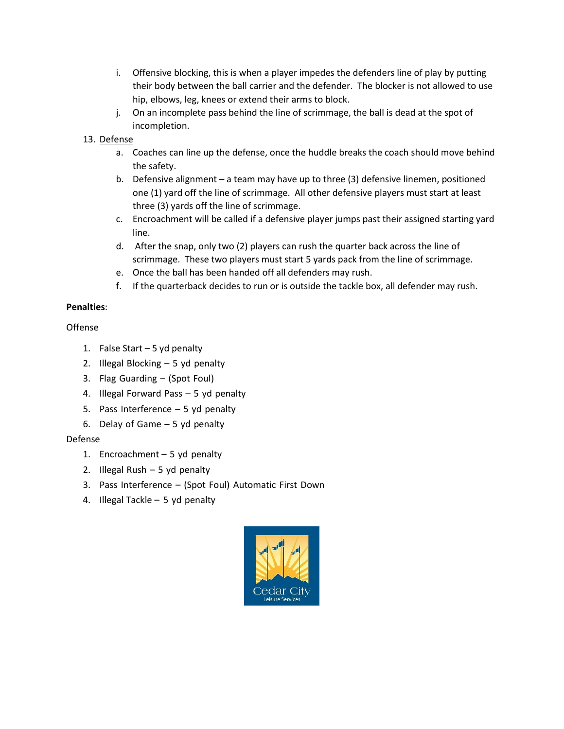i. Offensive blocking, this is when a player impedes the defenders line of play by putting their body between the ball carrier and the defender. The blocker is not allowed to use hip, elbows, leg, knees or extend their arms to block.

j. On an incomplete pass behind the line of scrimmage, the ball is dead at the spot of incompletion.

13. Defense
    a. Coaches can line up the defense, once the huddle breaks the coach should move behind the safety.
    b. Defensive alignment – a team may have up to three (3) defensive linemen, positioned one (1) yard off the line of scrimmage. All other defensive players must start at least three (3) yards off the line of scrimmage.
    c. Encroachment will be called if a defensive player jumps past their assigned starting yard line.
    d. After the snap, only two (2) players can rush the quarter back across the line of scrimmage. These two players must start 5 yards pack from the line of scrimmage.
    e. Once the ball has been handed off all defenders may rush.
    f. If the quarterback decides to run or is outside the tackle box, all defender may rush.

**Penalties**:

Offense

1. False Start – 5 yd penalty
2. Illegal Blocking – 5 yd penalty
3. Flag Guarding – (Spot Foul)
4. Illegal Forward Pass – 5 yd penalty
5. Pass Interference – 5 yd penalty
6. Delay of Game – 5 yd penalty

Defense

1. Encroachment – 5 yd penalty
2. Illegal Rush – 5 yd penalty
3. Pass Interference – (Spot Foul) Automatic First Down
4. Illegal Tackle – 5 yd penalty

Cedar City
Leisure Services